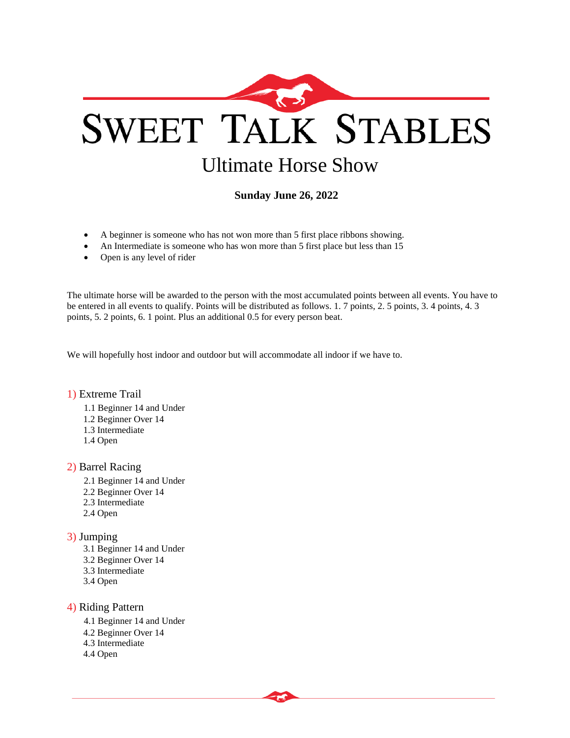# SWEET TALK STABLES

## Ultimate Horse Show

**Sunday June 26, 2022**

- A beginner is someone who has not won more than 5 first place ribbons showing.
- An Intermediate is someone who has won more than 5 first place but less than 15
- Open is any level of rider

The ultimate horse will be awarded to the person with the most accumulated points between all events. You have to be entered in all events to qualify. Points will be distributed as follows. 1. 7 points, 2. 5 points, 3. 4 points, 4. 3 points, 5. 2 points, 6. 1 point. Plus an additional 0.5 for every person beat.

We will hopefully host indoor and outdoor but will accommodate all indoor if we have to.

### 1) Extreme Trail

1.1 Beginner 14 and Under
1.2 Beginner Over 14
1.3 Intermediate
1.4 Open

### 2) Barrel Racing

2.1 Beginner 14 and Under
2.2 Beginner Over 14
2.3 Intermediate
2.4 Open

### 3) Jumping

3.1 Beginner 14 and Under
3.2 Beginner Over 14
3.3 Intermediate
3.4 Open

### 4) Riding Pattern

4.1 Beginner 14 and Under
4.2 Beginner Over 14
4.3 Intermediate
4.4 Open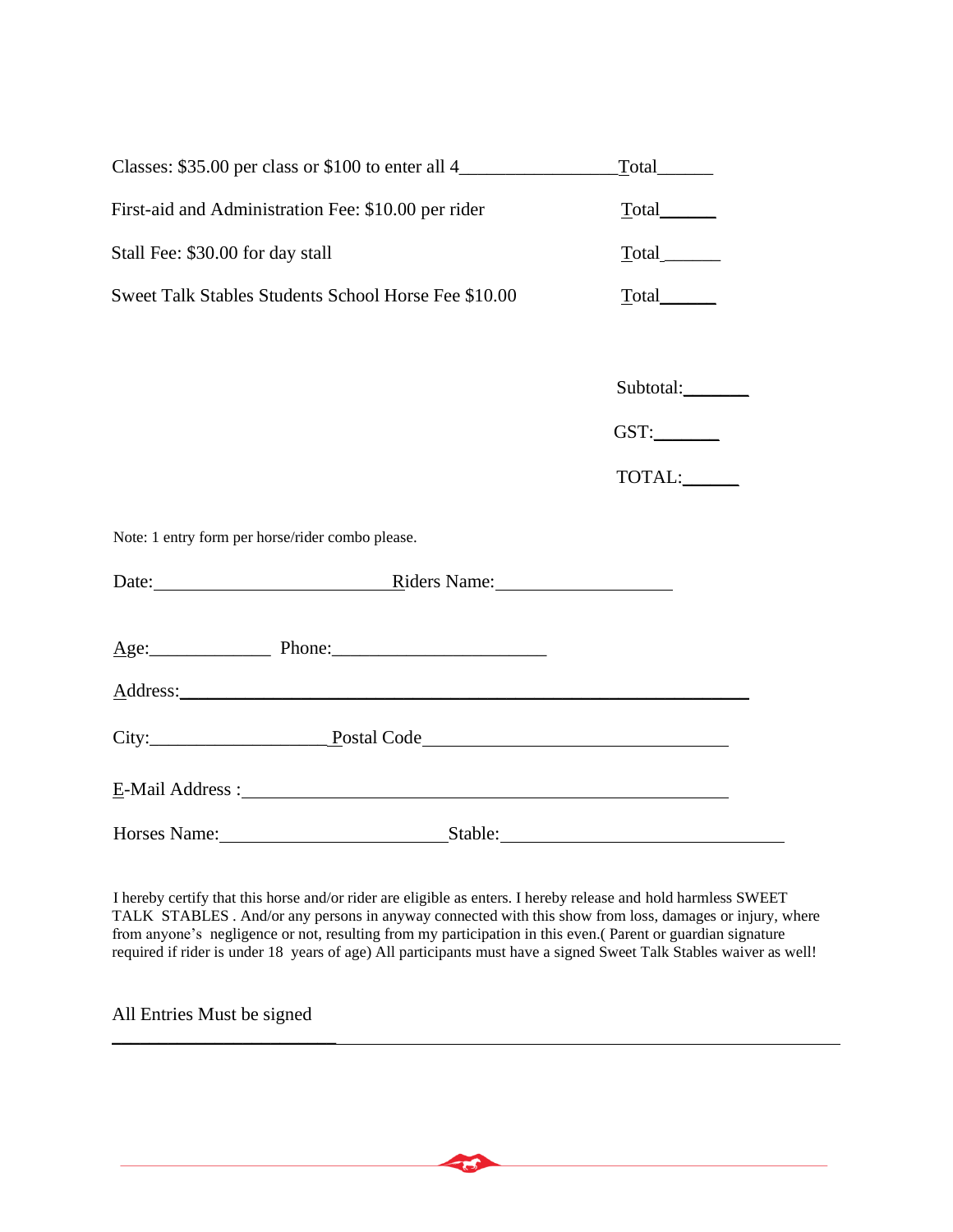Classes: $35.00 per class or $100 to enter all 4_________________Total______

First-aid and Administration Fee: $10.00 per rider Total______

Stall Fee: $30.00 for day stall Total______

Sweet Talk Stables Students School Horse Fee $10.00 Total______

Subtotal:_______

GST:_______

TOTAL:______

Note: 1 entry form per horse/rider combo please.

Date:__________________________Riders Name:___________________

Age:_____________ Phone:_______________________

Address:_______________________________________________________________

City:___________________Postal Code_________________________________

E-Mail Address :_____________________________________________________

Horses Name:_________________________Stable:____________________________

I hereby certify that this horse and/or rider are eligible as enters. I hereby release and hold harmless SWEET TALK STABLES . And/or any persons in anyway connected with this show from loss, damages or injury, where from anyone's negligence or not, resulting from my participation in this even.( Parent or guardian signature required if rider is under 18 years of age) All participants must have a signed Sweet Talk Stables waiver as well!

All Entries Must be signed

_________________________________________________________________________________